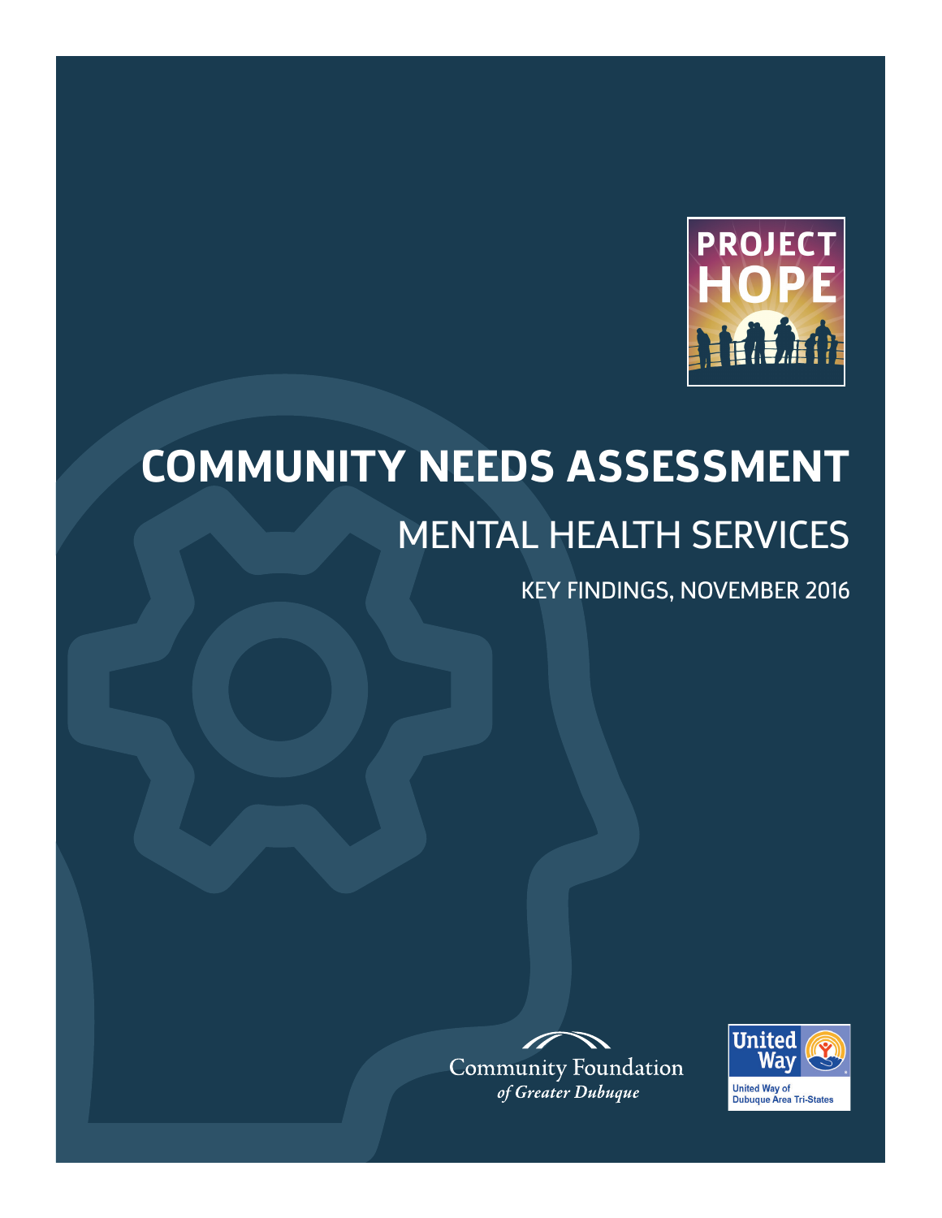PROJECT HOPE

# COMMUNITY NEEDS ASSESSMENT

## MENTAL HEALTH SERVICES

KEY FINDINGS, NOVEMBER 2016

Community Foundation *of Greater Dubuque*

United Way

United Way of Dubuque Area Tri-States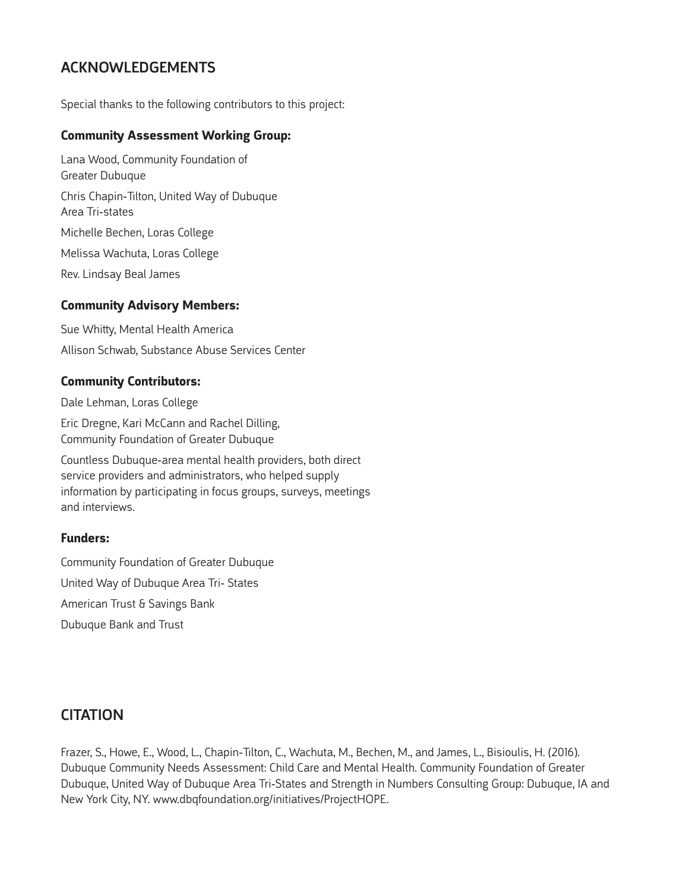## ACKNOWLEDGEMENTS

Special thanks to the following contributors to this project:

### Community Assessment Working Group:

Lana Wood, Community Foundation of Greater Dubuque

Chris Chapin-Tilton, United Way of Dubuque Area Tri-states

Michelle Bechen, Loras College

Melissa Wachuta, Loras College

Rev. Lindsay Beal James

### Community Advisory Members:

Sue Whitty, Mental Health America

Allison Schwab, Substance Abuse Services Center

### Community Contributors:

Dale Lehman, Loras College

Eric Dregne, Kari McCann and Rachel Dilling, Community Foundation of Greater Dubuque

Countless Dubuque-area mental health providers, both direct service providers and administrators, who helped supply information by participating in focus groups, surveys, meetings and interviews.

### Funders:

Community Foundation of Greater Dubuque

United Way of Dubuque Area Tri- States

American Trust & Savings Bank

Dubuque Bank and Trust

## CITATION

Frazer, S., Howe, E., Wood, L., Chapin-Tilton, C., Wachuta, M., Bechen, M., and James, L., Bisioulis, H. (2016). Dubuque Community Needs Assessment: Child Care and Mental Health. Community Foundation of Greater Dubuque, United Way of Dubuque Area Tri-States and Strength in Numbers Consulting Group: Dubuque, IA and New York City, NY. www.dbqfoundation.org/initiatives/ProjectHOPE.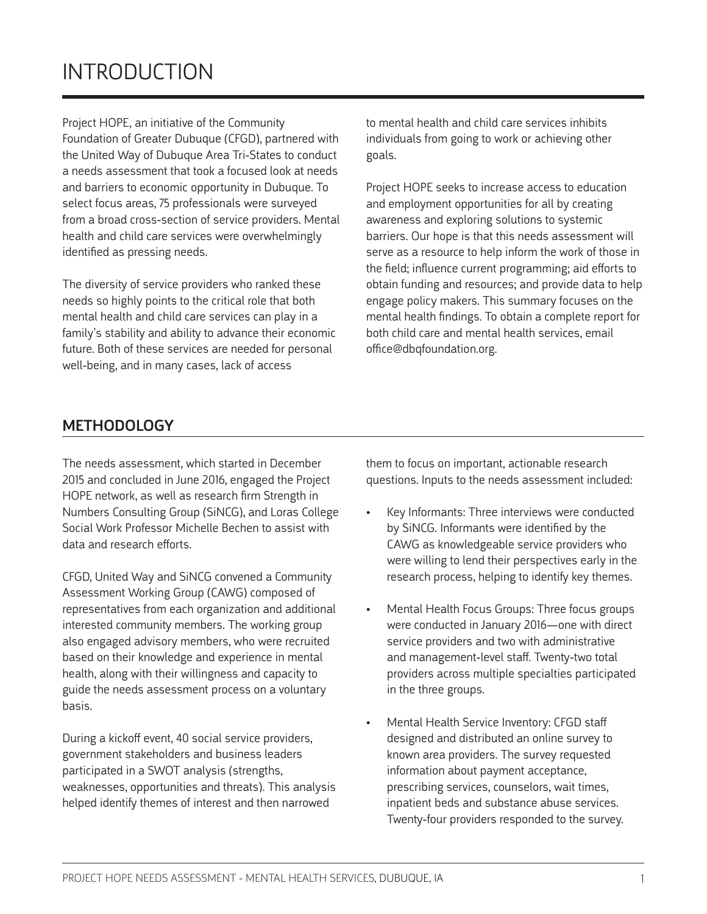# INTRODUCTION

Project HOPE, an initiative of the Community Foundation of Greater Dubuque (CFGD), partnered with the United Way of Dubuque Area Tri-States to conduct a needs assessment that took a focused look at needs and barriers to economic opportunity in Dubuque. To select focus areas, 75 professionals were surveyed from a broad cross-section of service providers. Mental health and child care services were overwhelmingly identified as pressing needs.

The diversity of service providers who ranked these needs so highly points to the critical role that both mental health and child care services can play in a family's stability and ability to advance their economic future. Both of these services are needed for personal well-being, and in many cases, lack of access to mental health and child care services inhibits individuals from going to work or achieving other goals.

Project HOPE seeks to increase access to education and employment opportunities for all by creating awareness and exploring solutions to systemic barriers. Our hope is that this needs assessment will serve as a resource to help inform the work of those in the field; influence current programming; aid efforts to obtain funding and resources; and provide data to help engage policy makers. This summary focuses on the mental health findings. To obtain a complete report for both child care and mental health services, email office@dbqfoundation.org.

## METHODOLOGY

The needs assessment, which started in December 2015 and concluded in June 2016, engaged the Project HOPE network, as well as research firm Strength in Numbers Consulting Group (SiNCG), and Loras College Social Work Professor Michelle Bechen to assist with data and research efforts.

CFGD, United Way and SiNCG convened a Community Assessment Working Group (CAWG) composed of representatives from each organization and additional interested community members. The working group also engaged advisory members, who were recruited based on their knowledge and experience in mental health, along with their willingness and capacity to guide the needs assessment process on a voluntary basis.

During a kickoff event, 40 social service providers, government stakeholders and business leaders participated in a SWOT analysis (strengths, weaknesses, opportunities and threats). This analysis helped identify themes of interest and then narrowed them to focus on important, actionable research questions. Inputs to the needs assessment included:

- Key Informants: Three interviews were conducted by SiNCG. Informants were identified by the CAWG as knowledgeable service providers who were willing to lend their perspectives early in the research process, helping to identify key themes.
- Mental Health Focus Groups: Three focus groups were conducted in January 2016—one with direct service providers and two with administrative and management-level staff. Twenty-two total providers across multiple specialties participated in the three groups.
- Mental Health Service Inventory: CFGD staff designed and distributed an online survey to known area providers. The survey requested information about payment acceptance, prescribing services, counselors, wait times, inpatient beds and substance abuse services. Twenty-four providers responded to the survey.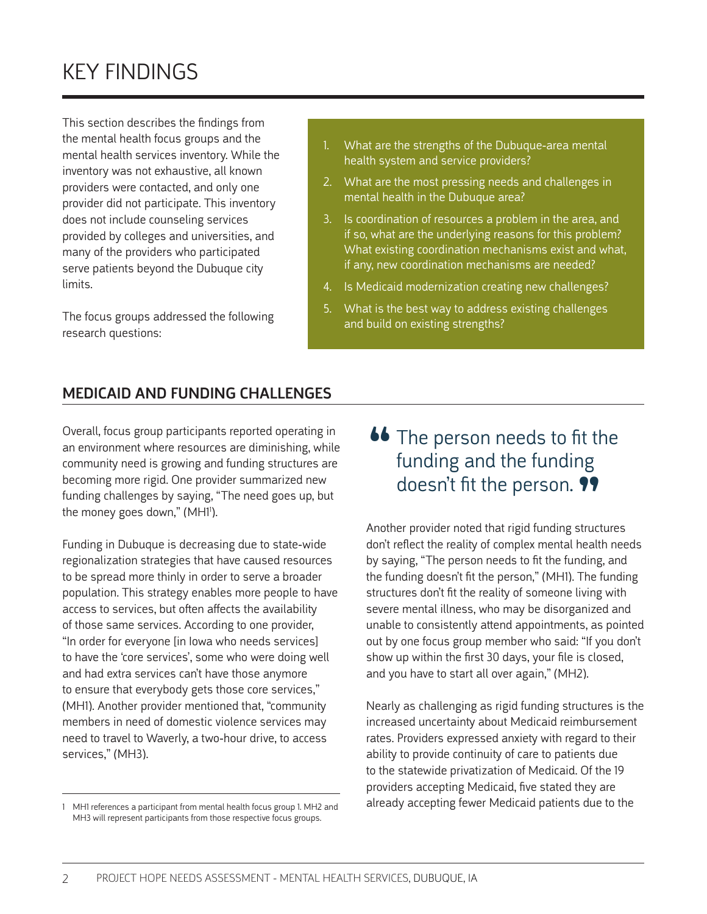# KEY FINDINGS

This section describes the findings from the mental health focus groups and the mental health services inventory. While the inventory was not exhaustive, all known providers were contacted, and only one provider did not participate. This inventory does not include counseling services provided by colleges and universities, and many of the providers who participated serve patients beyond the Dubuque city limits.

The focus groups addressed the following research questions:

1. What are the strengths of the Dubuque-area mental health system and service providers?
2. What are the most pressing needs and challenges in mental health in the Dubuque area?
3. Is coordination of resources a problem in the area, and if so, what are the underlying reasons for this problem? What existing coordination mechanisms exist and what, if any, new coordination mechanisms are needed?
4. Is Medicaid modernization creating new challenges?
5. What is the best way to address existing challenges and build on existing strengths?

## MEDICAID AND FUNDING CHALLENGES

Overall, focus group participants reported operating in an environment where resources are diminishing, while community need is growing and funding structures are becoming more rigid. One provider summarized new funding challenges by saying, "The need goes up, but the money goes down," (MH1[1]).

Funding in Dubuque is decreasing due to state-wide regionalization strategies that have caused resources to be spread more thinly in order to serve a broader population. This strategy enables more people to have access to services, but often affects the availability of those same services. According to one provider, "In order for everyone [in Iowa who needs services] to have the 'core services', some who were doing well and had extra services can't have those anymore to ensure that everybody gets those core services," (MH1). Another provider mentioned that, "community members in need of domestic violence services may need to travel to Waverly, a two-hour drive, to access services," (MH3).

> "The person needs to fit the funding and the funding doesn't fit the person."

Another provider noted that rigid funding structures don't reflect the reality of complex mental health needs by saying, "The person needs to fit the funding, and the funding doesn't fit the person," (MH1). The funding structures don't fit the reality of someone living with severe mental illness, who may be disorganized and unable to consistently attend appointments, as pointed out by one focus group member who said: "If you don't show up within the first 30 days, your file is closed, and you have to start all over again," (MH2).

Nearly as challenging as rigid funding structures is the increased uncertainty about Medicaid reimbursement rates. Providers expressed anxiety with regard to their ability to provide continuity of care to patients due to the statewide privatization of Medicaid. Of the 19 providers accepting Medicaid, five stated they are already accepting fewer Medicaid patients due to the

[1] MH1 references a participant from mental health focus group 1. MH2 and MH3 will represent participants from those respective focus groups.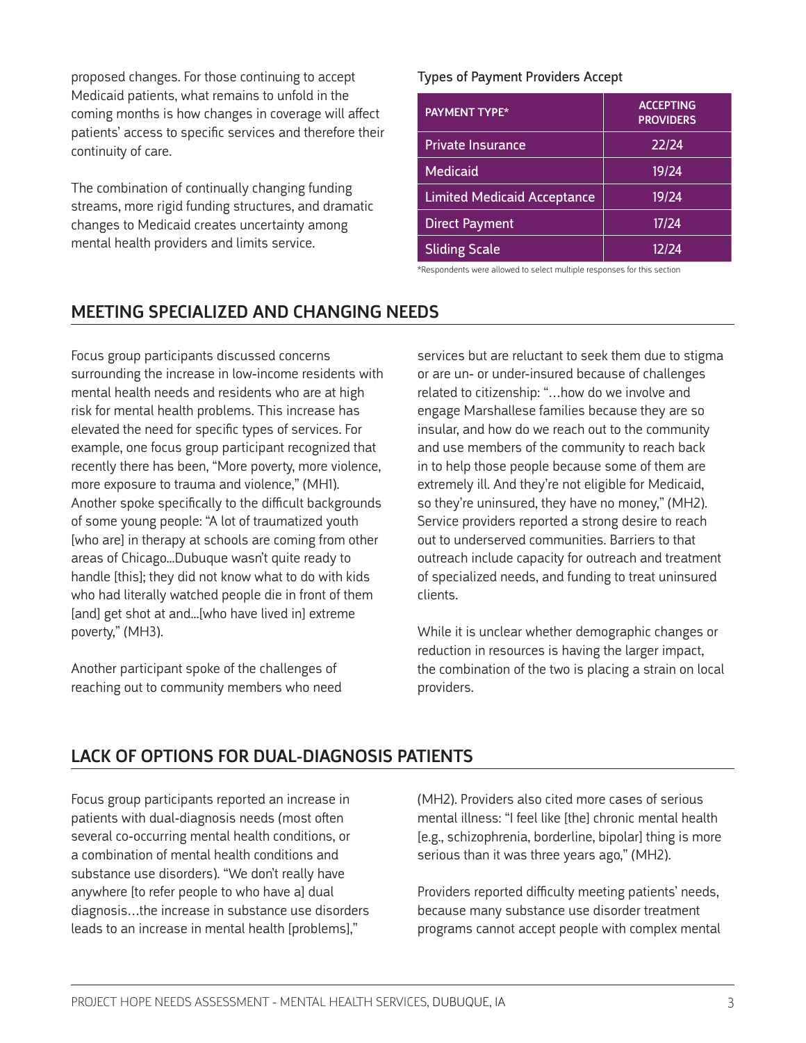proposed changes. For those continuing to accept Medicaid patients, what remains to unfold in the coming months is how changes in coverage will affect patients' access to specific services and therefore their continuity of care.

The combination of continually changing funding streams, more rigid funding structures, and dramatic changes to Medicaid creates uncertainty among mental health providers and limits service.

Types of Payment Providers Accept

| PAYMENT TYPE* | ACCEPTING PROVIDERS |
| --- | --- |
| Private Insurance | 22/24 |
| Medicaid | 19/24 |
| Limited Medicaid Acceptance | 19/24 |
| Direct Payment | 17/24 |
| Sliding Scale | 12/24 |

*Respondents were allowed to select multiple responses for this section

## MEETING SPECIALIZED AND CHANGING NEEDS

Focus group participants discussed concerns surrounding the increase in low-income residents with mental health needs and residents who are at high risk for mental health problems. This increase has elevated the need for specific types of services. For example, one focus group participant recognized that recently there has been, "More poverty, more violence, more exposure to trauma and violence," (MH1). Another spoke specifically to the difficult backgrounds of some young people: "A lot of traumatized youth [who are] in therapy at schools are coming from other areas of Chicago...Dubuque wasn't quite ready to handle [this]; they did not know what to do with kids who had literally watched people die in front of them [and] get shot at and...[who have lived in] extreme poverty," (MH3).

Another participant spoke of the challenges of reaching out to community members who need services but are reluctant to seek them due to stigma or are un- or under-insured because of challenges related to citizenship: "…how do we involve and engage Marshallese families because they are so insular, and how do we reach out to the community and use members of the community to reach back in to help those people because some of them are extremely ill. And they're not eligible for Medicaid, so they're uninsured, they have no money," (MH2). Service providers reported a strong desire to reach out to underserved communities. Barriers to that outreach include capacity for outreach and treatment of specialized needs, and funding to treat uninsured clients.

While it is unclear whether demographic changes or reduction in resources is having the larger impact, the combination of the two is placing a strain on local providers.

## LACK OF OPTIONS FOR DUAL-DIAGNOSIS PATIENTS

Focus group participants reported an increase in patients with dual-diagnosis needs (most often several co-occurring mental health conditions, or a combination of mental health conditions and substance use disorders). "We don't really have anywhere [to refer people to who have a] dual diagnosis…the increase in substance use disorders leads to an increase in mental health [problems]," (MH2). Providers also cited more cases of serious mental illness: "I feel like [the] chronic mental health [e.g., schizophrenia, borderline, bipolar] thing is more serious than it was three years ago," (MH2).

Providers reported difficulty meeting patients' needs, because many substance use disorder treatment programs cannot accept people with complex mental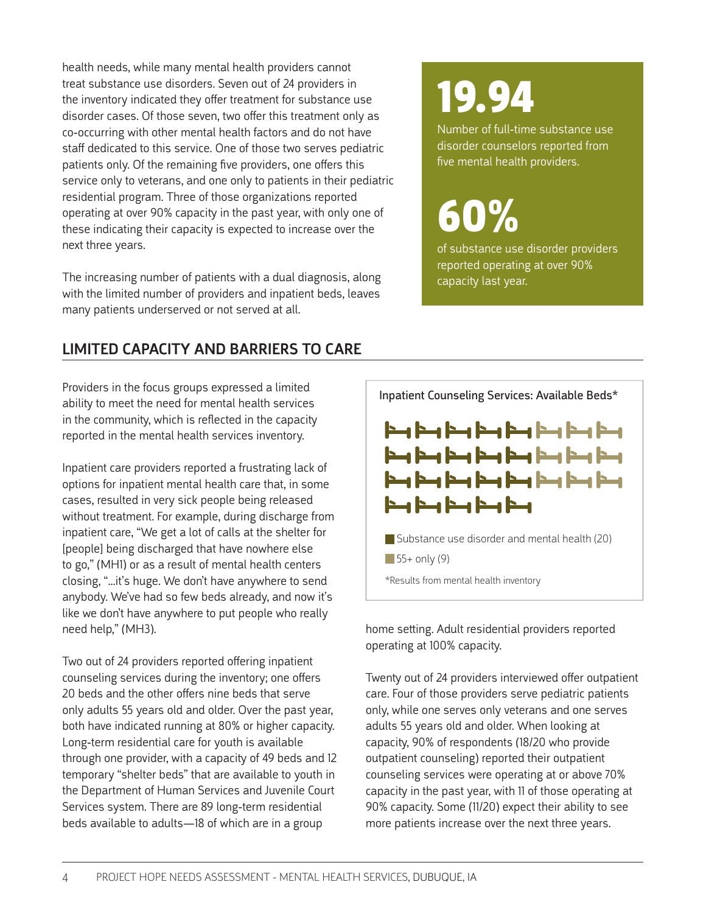health needs, while many mental health providers cannot treat substance use disorders. Seven out of 24 providers in the inventory indicated they offer treatment for substance use disorder cases. Of those seven, two offer this treatment only as co-occurring with other mental health factors and do not have staff dedicated to this service. One of those two serves pediatric patients only. Of the remaining five providers, one offers this service only to veterans, and one only to patients in their pediatric residential program. Three of those organizations reported operating at over 90% capacity in the past year, with only one of these indicating their capacity is expected to increase over the next three years.

The increasing number of patients with a dual diagnosis, along with the limited number of providers and inpatient beds, leaves many patients underserved or not served at all.

**19.94**

Number of full-time substance use disorder counselors reported from five mental health providers.

**60%**

of substance use disorder providers reported operating at over 90% capacity last year.

## LIMITED CAPACITY AND BARRIERS TO CARE

Providers in the focus groups expressed a limited ability to meet the need for mental health services in the community, which is reflected in the capacity reported in the mental health services inventory.

Inpatient care providers reported a frustrating lack of options for inpatient mental health care that, in some cases, resulted in very sick people being released without treatment. For example, during discharge from inpatient care, "We get a lot of calls at the shelter for [people] being discharged that have nowhere else to go," (MH1) or as a result of mental health centers closing, "...it's huge. We don't have anywhere to send anybody. We've had so few beds already, and now it's like we don't have anywhere to put people who really need help," (MH3).

Two out of 24 providers reported offering inpatient counseling services during the inventory; one offers 20 beds and the other offers nine beds that serve only adults 55 years old and older. Over the past year, both have indicated running at 80% or higher capacity. Long-term residential care for youth is available through one provider, with a capacity of 49 beds and 12 temporary "shelter beds" that are available to youth in the Department of Human Services and Juvenile Court Services system. There are 89 long-term residential beds available to adults—18 of which are in a group home setting. Adult residential providers reported operating at 100% capacity.

Inpatient Counseling Services: Available Beds*

- Substance use disorder and mental health (20)
- 55+ only (9)

*Results from mental health inventory

Twenty out of 24 providers interviewed offer outpatient care. Four of those providers serve pediatric patients only, while one serves only veterans and one serves adults 55 years old and older. When looking at capacity, 90% of respondents (18/20 who provide outpatient counseling) reported their outpatient counseling services were operating at or above 70% capacity in the past year, with 11 of those operating at 90% capacity. Some (11/20) expect their ability to see more patients increase over the next three years.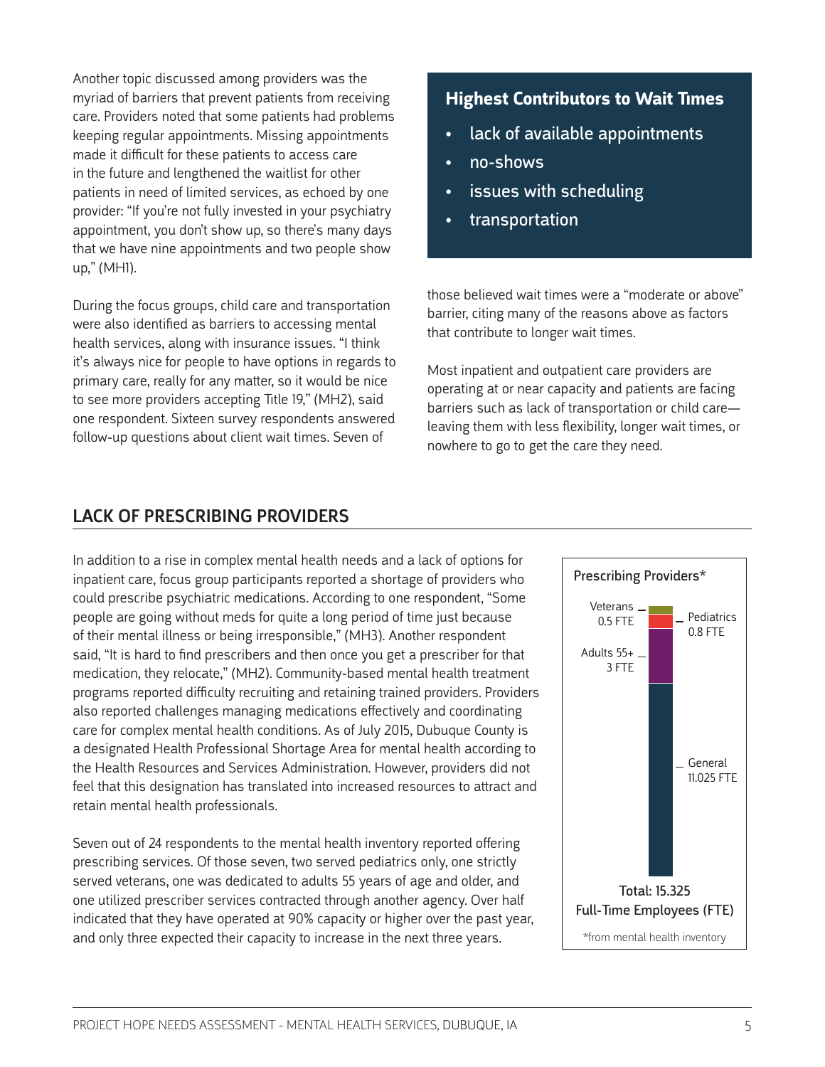Another topic discussed among providers was the myriad of barriers that prevent patients from receiving care. Providers noted that some patients had problems keeping regular appointments. Missing appointments made it difficult for these patients to access care in the future and lengthened the waitlist for other patients in need of limited services, as echoed by one provider: "If you're not fully invested in your psychiatry appointment, you don't show up, so there's many days that we have nine appointments and two people show up," (MH1).

During the focus groups, child care and transportation were also identified as barriers to accessing mental health services, along with insurance issues. "I think it's always nice for people to have options in regards to primary care, really for any matter, so it would be nice to see more providers accepting Title 19," (MH2), said one respondent. Sixteen survey respondents answered follow-up questions about client wait times. Seven of those believed wait times were a "moderate or above" barrier, citing many of the reasons above as factors that contribute to longer wait times.

**Highest Contributors to Wait Times**

- lack of available appointments
- no-shows
- issues with scheduling
- transportation

Most inpatient and outpatient care providers are operating at or near capacity and patients are facing barriers such as lack of transportation or child care—leaving them with less flexibility, longer wait times, or nowhere to go to get the care they need.

## LACK OF PRESCRIBING PROVIDERS

In addition to a rise in complex mental health needs and a lack of options for inpatient care, focus group participants reported a shortage of providers who could prescribe psychiatric medications. According to one respondent, "Some people are going without meds for quite a long period of time just because of their mental illness or being irresponsible," (MH3). Another respondent said, "It is hard to find prescribers and then once you get a prescriber for that medication, they relocate," (MH2). Community-based mental health treatment programs reported difficulty recruiting and retaining trained providers. Providers also reported challenges managing medications effectively and coordinating care for complex mental health conditions. As of July 2015, Dubuque County is a designated Health Professional Shortage Area for mental health according to the Health Resources and Services Administration. However, providers did not feel that this designation has translated into increased resources to attract and retain mental health professionals.

Seven out of 24 respondents to the mental health inventory reported offering prescribing services. Of those seven, two served pediatrics only, one strictly served veterans, one was dedicated to adults 55 years of age and older, and one utilized prescriber services contracted through another agency. Over half indicated that they have operated at 90% capacity or higher over the past year, and only three expected their capacity to increase in the next three years.

**Prescribing Providers***

| Category | FTE |
|---|---|
| Veterans | 0.5 FTE |
| Pediatrics | 0.8 FTE |
| Adults 55+ | 3 FTE |
| General | 11.025 FTE |

Total: 15.325 Full-Time Employees (FTE)

*from mental health inventory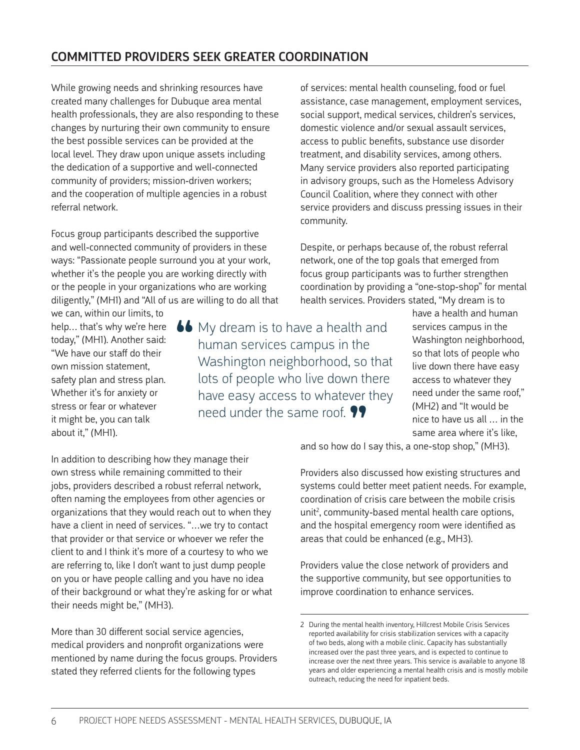## COMMITTED PROVIDERS SEEK GREATER COORDINATION

While growing needs and shrinking resources have created many challenges for Dubuque area mental health professionals, they are also responding to these changes by nurturing their own community to ensure the best possible services can be provided at the local level. They draw upon unique assets including the dedication of a supportive and well-connected community of providers; mission-driven workers; and the cooperation of multiple agencies in a robust referral network.

Focus group participants described the supportive and well-connected community of providers in these ways: "Passionate people surround you at your work, whether it's the people you are working directly with or the people in your organizations who are working diligently," (MH1) and "All of us are willing to do all that we can, within our limits, to help… that's why we're here today," (MH1). Another said: "We have our staff do their own mission statement, safety plan and stress plan. Whether it's for anxiety or stress or fear or whatever it might be, you can talk about it," (MH1).

> "My dream is to have a health and human services campus in the Washington neighborhood, so that lots of people who live down there have easy access to whatever they need under the same roof."

In addition to describing how they manage their own stress while remaining committed to their jobs, providers described a robust referral network, often naming the employees from other agencies or organizations that they would reach out to when they have a client in need of services. "…we try to contact that provider or that service or whoever we refer the client to and I think it's more of a courtesy to who we are referring to, like I don't want to just dump people on you or have people calling and you have no idea of their background or what they're asking for or what their needs might be," (MH3).

More than 30 different social service agencies, medical providers and nonprofit organizations were mentioned by name during the focus groups. Providers stated they referred clients for the following types of services: mental health counseling, food or fuel assistance, case management, employment services, social support, medical services, children's services, domestic violence and/or sexual assault services, access to public benefits, substance use disorder treatment, and disability services, among others. Many service providers also reported participating in advisory groups, such as the Homeless Advisory Council Coalition, where they connect with other service providers and discuss pressing issues in their community.

Despite, or perhaps because of, the robust referral network, one of the top goals that emerged from focus group participants was to further strengthen coordination by providing a "one-stop-shop" for mental health services. Providers stated, "My dream is to have a health and human services campus in the Washington neighborhood, so that lots of people who live down there have easy access to whatever they need under the same roof," (MH2) and "It would be nice to have us all … in the same area where it's like, and so how do I say this, a one-stop shop," (MH3).

Providers also discussed how existing structures and systems could better meet patient needs. For example, coordination of crisis care between the mobile crisis unit[2], community-based mental health care options, and the hospital emergency room were identified as areas that could be enhanced (e.g., MH3).

Providers value the close network of providers and the supportive community, but see opportunities to improve coordination to enhance services.

2 During the mental health inventory, Hillcrest Mobile Crisis Services reported availability for crisis stabilization services with a capacity of two beds, along with a mobile clinic. Capacity has substantially increased over the past three years, and is expected to continue to increase over the next three years. This service is available to anyone 18 years and older experiencing a mental health crisis and is mostly mobile outreach, reducing the need for inpatient beds.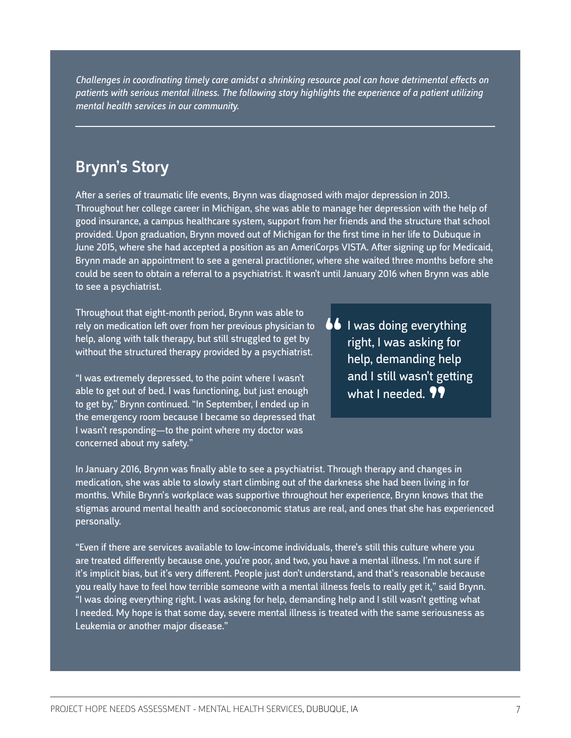*Challenges in coordinating timely care amidst a shrinking resource pool can have detrimental effects on patients with serious mental illness. The following story highlights the experience of a patient utilizing mental health services in our community.*

---

## Brynn's Story

After a series of traumatic life events, Brynn was diagnosed with major depression in 2013. Throughout her college career in Michigan, she was able to manage her depression with the help of good insurance, a campus healthcare system, support from her friends and the structure that school provided. Upon graduation, Brynn moved out of Michigan for the first time in her life to Dubuque in June 2015, where she had accepted a position as an AmeriCorps VISTA. After signing up for Medicaid, Brynn made an appointment to see a general practitioner, where she waited three months before she could be seen to obtain a referral to a psychiatrist. It wasn't until January 2016 when Brynn was able to see a psychiatrist.

Throughout that eight-month period, Brynn was able to rely on medication left over from her previous physician to help, along with talk therapy, but still struggled to get by without the structured therapy provided by a psychiatrist.

"I was extremely depressed, to the point where I wasn't able to get out of bed. I was functioning, but just enough to get by," Brynn continued. "In September, I ended up in the emergency room because I became so depressed that I wasn't responding—to the point where my doctor was concerned about my safety."

> "I was doing everything right, I was asking for help, demanding help and I still wasn't getting what I needed."

In January 2016, Brynn was finally able to see a psychiatrist. Through therapy and changes in medication, she was able to slowly start climbing out of the darkness she had been living in for months. While Brynn's workplace was supportive throughout her experience, Brynn knows that the stigmas around mental health and socioeconomic status are real, and ones that she has experienced personally.

"Even if there are services available to low-income individuals, there's still this culture where you are treated differently because one, you're poor, and two, you have a mental illness. I'm not sure if it's implicit bias, but it's very different. People just don't understand, and that's reasonable because you really have to feel how terrible someone with a mental illness feels to really get it," said Brynn. "I was doing everything right. I was asking for help, demanding help and I still wasn't getting what I needed. My hope is that some day, severe mental illness is treated with the same seriousness as Leukemia or another major disease."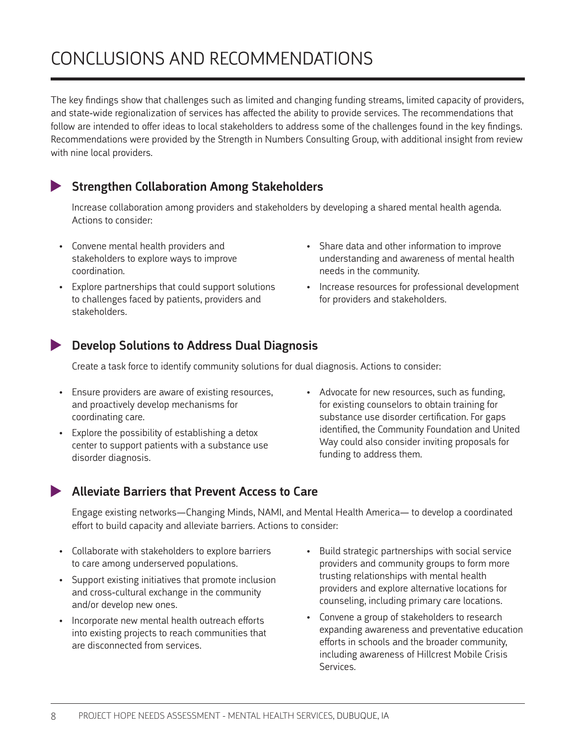# CONCLUSIONS AND RECOMMENDATIONS

The key findings show that challenges such as limited and changing funding streams, limited capacity of providers, and state-wide regionalization of services has affected the ability to provide services. The recommendations that follow are intended to offer ideas to local stakeholders to address some of the challenges found in the key findings. Recommendations were provided by the Strength in Numbers Consulting Group, with additional insight from review with nine local providers.

## Strengthen Collaboration Among Stakeholders

Increase collaboration among providers and stakeholders by developing a shared mental health agenda. Actions to consider:

- Convene mental health providers and stakeholders to explore ways to improve coordination.
- Explore partnerships that could support solutions to challenges faced by patients, providers and stakeholders.
- Share data and other information to improve understanding and awareness of mental health needs in the community.
- Increase resources for professional development for providers and stakeholders.

## Develop Solutions to Address Dual Diagnosis

Create a task force to identify community solutions for dual diagnosis. Actions to consider:

- Ensure providers are aware of existing resources, and proactively develop mechanisms for coordinating care.
- Explore the possibility of establishing a detox center to support patients with a substance use disorder diagnosis.
- Advocate for new resources, such as funding, for existing counselors to obtain training for substance use disorder certification. For gaps identified, the Community Foundation and United Way could also consider inviting proposals for funding to address them.

## Alleviate Barriers that Prevent Access to Care

Engage existing networks—Changing Minds, NAMI, and Mental Health America— to develop a coordinated effort to build capacity and alleviate barriers. Actions to consider:

- Collaborate with stakeholders to explore barriers to care among underserved populations.
- Support existing initiatives that promote inclusion and cross-cultural exchange in the community and/or develop new ones.
- Incorporate new mental health outreach efforts into existing projects to reach communities that are disconnected from services.
- Build strategic partnerships with social service providers and community groups to form more trusting relationships with mental health providers and explore alternative locations for counseling, including primary care locations.
- Convene a group of stakeholders to research expanding awareness and preventative education efforts in schools and the broader community, including awareness of Hillcrest Mobile Crisis Services.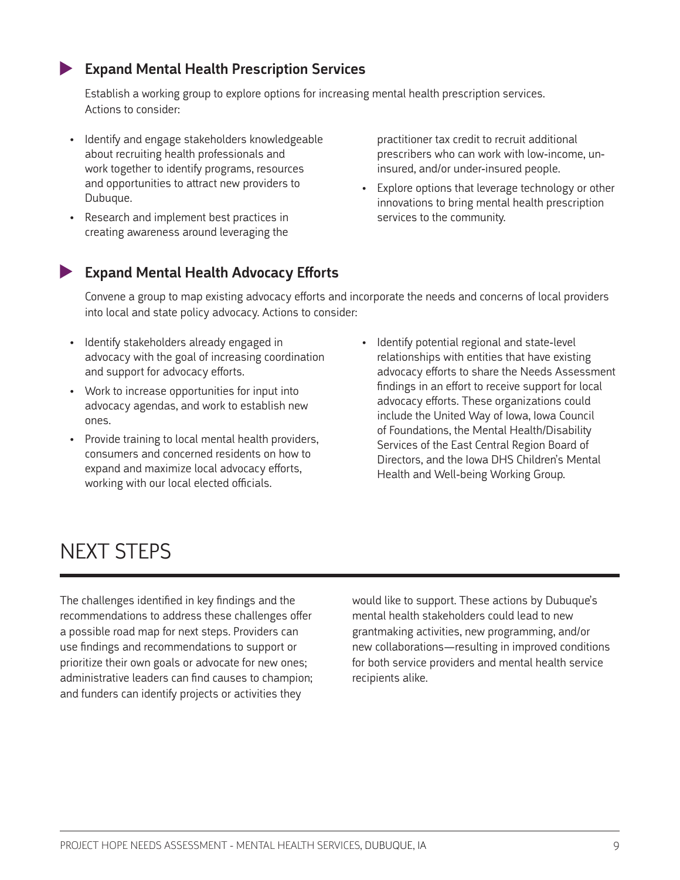### Expand Mental Health Prescription Services

Establish a working group to explore options for increasing mental health prescription services. Actions to consider:

- Identify and engage stakeholders knowledgeable about recruiting health professionals and work together to identify programs, resources and opportunities to attract new providers to Dubuque.
- Research and implement best practices in creating awareness around leveraging the practitioner tax credit to recruit additional prescribers who can work with low-income, un-insured, and/or under-insured people.
- Explore options that leverage technology or other innovations to bring mental health prescription services to the community.

### Expand Mental Health Advocacy Efforts

Convene a group to map existing advocacy efforts and incorporate the needs and concerns of local providers into local and state policy advocacy. Actions to consider:

- Identify stakeholders already engaged in advocacy with the goal of increasing coordination and support for advocacy efforts.
- Work to increase opportunities for input into advocacy agendas, and work to establish new ones.
- Provide training to local mental health providers, consumers and concerned residents on how to expand and maximize local advocacy efforts, working with our local elected officials.
- Identify potential regional and state-level relationships with entities that have existing advocacy efforts to share the Needs Assessment findings in an effort to receive support for local advocacy efforts. These organizations could include the United Way of Iowa, Iowa Council of Foundations, the Mental Health/Disability Services of the East Central Region Board of Directors, and the Iowa DHS Children's Mental Health and Well-being Working Group.

## NEXT STEPS

The challenges identified in key findings and the recommendations to address these challenges offer a possible road map for next steps. Providers can use findings and recommendations to support or prioritize their own goals or advocate for new ones; administrative leaders can find causes to champion; and funders can identify projects or activities they would like to support. These actions by Dubuque's mental health stakeholders could lead to new grantmaking activities, new programming, and/or new collaborations—resulting in improved conditions for both service providers and mental health service recipients alike.